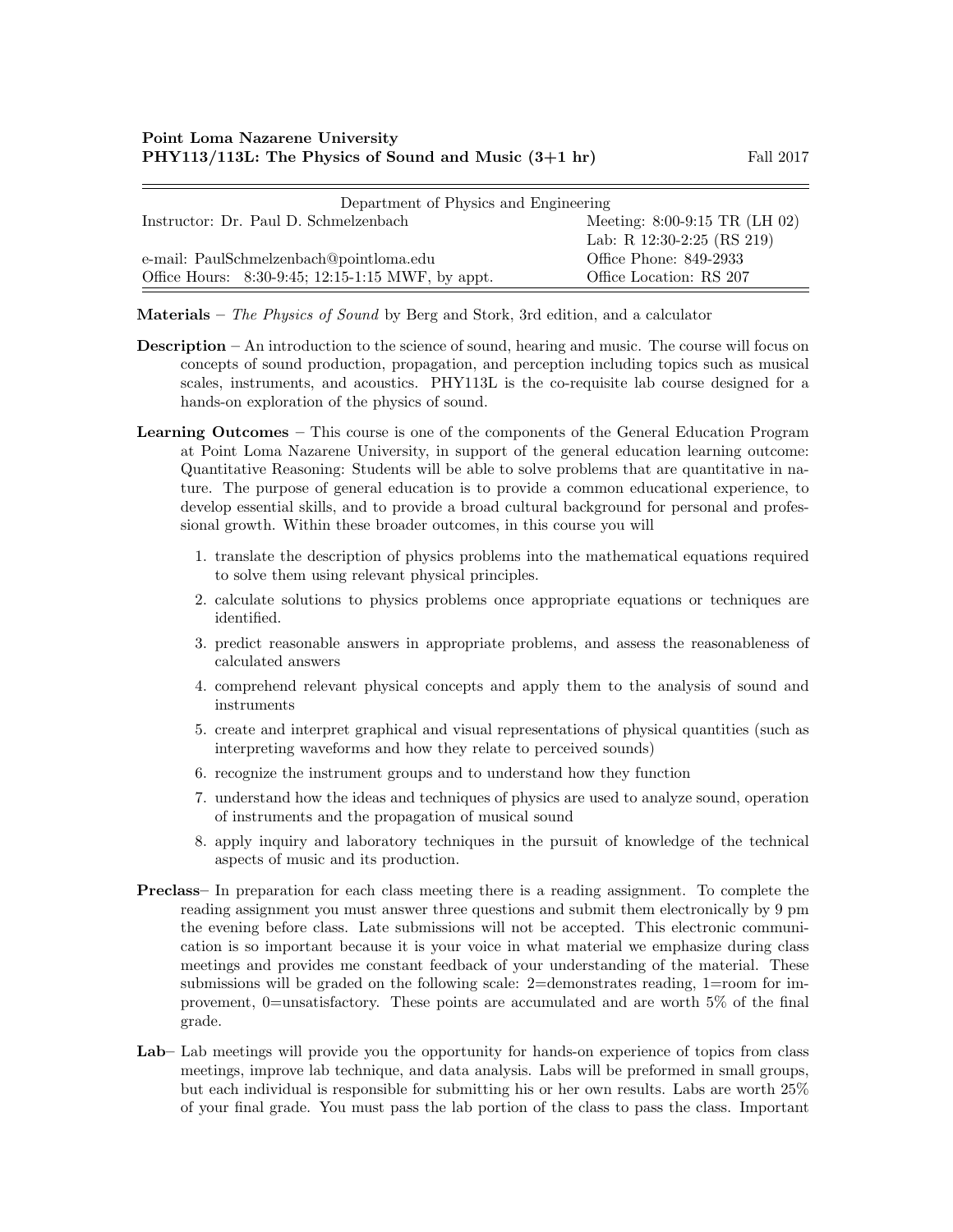**Point Loma Nazarene University**
**PHY113/113L: The Physics of Sound and Music (3+1 hr)** Fall 2017

| Department of Physics and Engineering | |
|---|---|
| Instructor: Dr. Paul D. Schmelzenbach | Meeting: 8:00-9:15 TR (LH 02) |
| | Lab: R 12:30-2:25 (RS 219) |
| e-mail: PaulSchmelzenbach@pointloma.edu | Office Phone: 849-2933 |
| Office Hours: 8:30-9:45; 12:15-1:15 MWF, by appt. | Office Location: RS 207 |

**Materials** – *The Physics of Sound* by Berg and Stork, 3rd edition, and a calculator

**Description** – An introduction to the science of sound, hearing and music. The course will focus on concepts of sound production, propagation, and perception including topics such as musical scales, instruments, and acoustics. PHY113L is the co-requisite lab course designed for a hands-on exploration of the physics of sound.

**Learning Outcomes** – This course is one of the components of the General Education Program at Point Loma Nazarene University, in support of the general education learning outcome: Quantitative Reasoning: Students will be able to solve problems that are quantitative in nature. The purpose of general education is to provide a common educational experience, to develop essential skills, and to provide a broad cultural background for personal and professional growth. Within these broader outcomes, in this course you will

1. translate the description of physics problems into the mathematical equations required to solve them using relevant physical principles.
2. calculate solutions to physics problems once appropriate equations or techniques are identified.
3. predict reasonable answers in appropriate problems, and assess the reasonableness of calculated answers
4. comprehend relevant physical concepts and apply them to the analysis of sound and instruments
5. create and interpret graphical and visual representations of physical quantities (such as interpreting waveforms and how they relate to perceived sounds)
6. recognize the instrument groups and to understand how they function
7. understand how the ideas and techniques of physics are used to analyze sound, operation of instruments and the propagation of musical sound
8. apply inquiry and laboratory techniques in the pursuit of knowledge of the technical aspects of music and its production.

**Preclass**– In preparation for each class meeting there is a reading assignment. To complete the reading assignment you must answer three questions and submit them electronically by 9 pm the evening before class. Late submissions will not be accepted. This electronic communication is so important because it is your voice in what material we emphasize during class meetings and provides me constant feedback of your understanding of the material. These submissions will be graded on the following scale: 2=demonstrates reading, 1=room for improvement, 0=unsatisfactory. These points are accumulated and are worth 5% of the final grade.

**Lab**– Lab meetings will provide you the opportunity for hands-on experience of topics from class meetings, improve lab technique, and data analysis. Labs will be preformed in small groups, but each individual is responsible for submitting his or her own results. Labs are worth 25% of your final grade. You must pass the lab portion of the class to pass the class. Important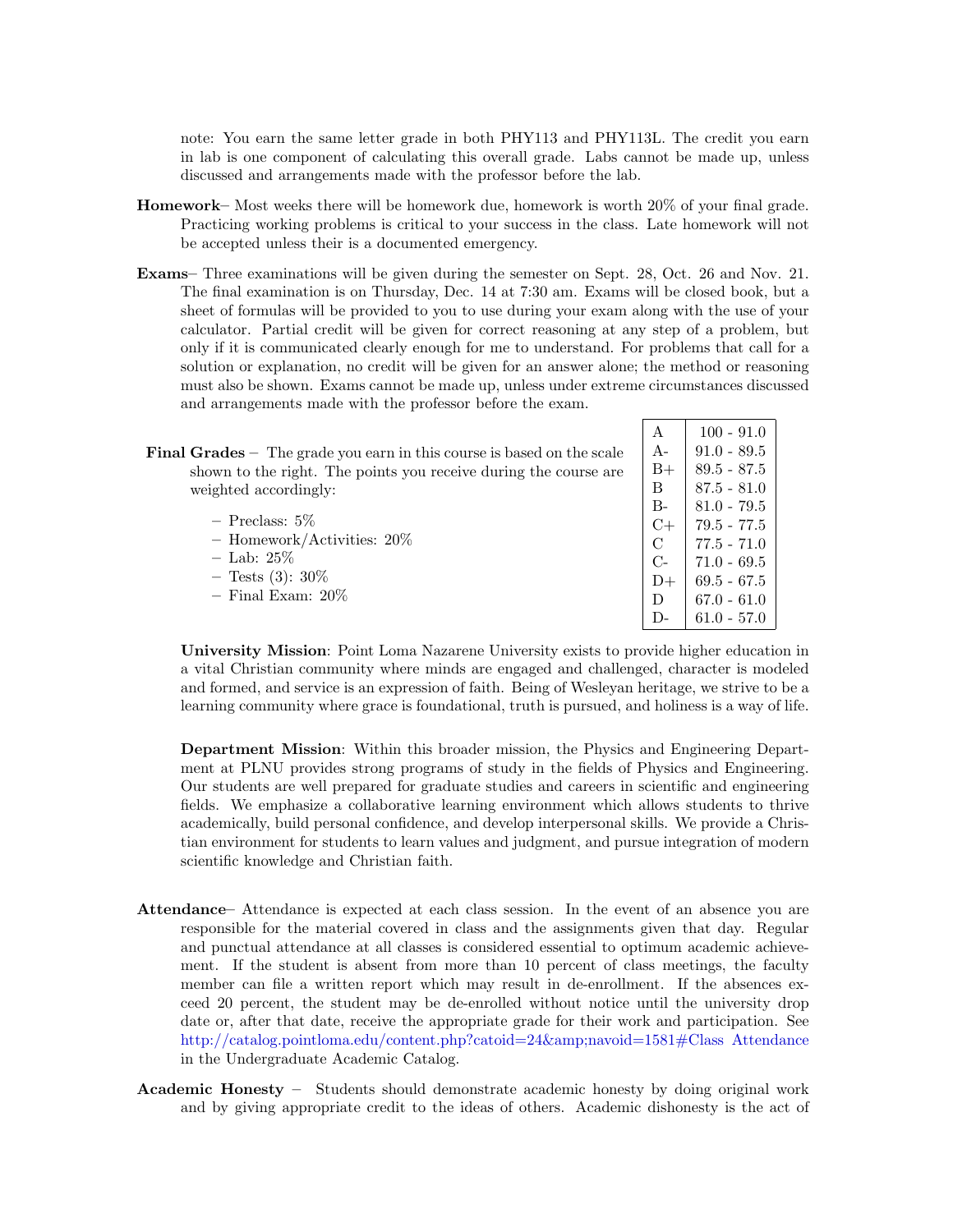note: You earn the same letter grade in both PHY113 and PHY113L. The credit you earn in lab is one component of calculating this overall grade. Labs cannot be made up, unless discussed and arrangements made with the professor before the lab.

**Homework**– Most weeks there will be homework due, homework is worth 20% of your final grade. Practicing working problems is critical to your success in the class. Late homework will not be accepted unless their is a documented emergency.

**Exams**– Three examinations will be given during the semester on Sept. 28, Oct. 26 and Nov. 21. The final examination is on Thursday, Dec. 14 at 7:30 am. Exams will be closed book, but a sheet of formulas will be provided to you to use during your exam along with the use of your calculator. Partial credit will be given for correct reasoning at any step of a problem, but only if it is communicated clearly enough for me to understand. For problems that call for a solution or explanation, no credit will be given for an answer alone; the method or reasoning must also be shown. Exams cannot be made up, unless under extreme circumstances discussed and arrangements made with the professor before the exam.

**Final Grades** – The grade you earn in this course is based on the scale shown to the right. The points you receive during the course are weighted accordingly:

- Preclass: 5%
- Homework/Activities: 20%
- Lab: 25%
- Tests (3): 30%
- Final Exam: 20%

| Grade | Range |
|---|---|
| A | 100 - 91.0 |
| A- | 91.0 - 89.5 |
| B+ | 89.5 - 87.5 |
| B | 87.5 - 81.0 |
| B- | 81.0 - 79.5 |
| C+ | 79.5 - 77.5 |
| C | 77.5 - 71.0 |
| C- | 71.0 - 69.5 |
| D+ | 69.5 - 67.5 |
| D | 67.0 - 61.0 |
| D- | 61.0 - 57.0 |

**University Mission**: Point Loma Nazarene University exists to provide higher education in a vital Christian community where minds are engaged and challenged, character is modeled and formed, and service is an expression of faith. Being of Wesleyan heritage, we strive to be a learning community where grace is foundational, truth is pursued, and holiness is a way of life.

**Department Mission**: Within this broader mission, the Physics and Engineering Department at PLNU provides strong programs of study in the fields of Physics and Engineering. Our students are well prepared for graduate studies and careers in scientific and engineering fields. We emphasize a collaborative learning environment which allows students to thrive academically, build personal confidence, and develop interpersonal skills. We provide a Christian environment for students to learn values and judgment, and pursue integration of modern scientific knowledge and Christian faith.

**Attendance**– Attendance is expected at each class session. In the event of an absence you are responsible for the material covered in class and the assignments given that day. Regular and punctual attendance at all classes is considered essential to optimum academic achievement. If the student is absent from more than 10 percent of class meetings, the faculty member can file a written report which may result in de-enrollment. If the absences exceed 20 percent, the student may be de-enrolled without notice until the university drop date or, after that date, receive the appropriate grade for their work and participation. See http://catalog.pointloma.edu/content.php?catoid=24&amp;navoid=1581#Class Attendance in the Undergraduate Academic Catalog.

**Academic Honesty** – Students should demonstrate academic honesty by doing original work and by giving appropriate credit to the ideas of others. Academic dishonesty is the act of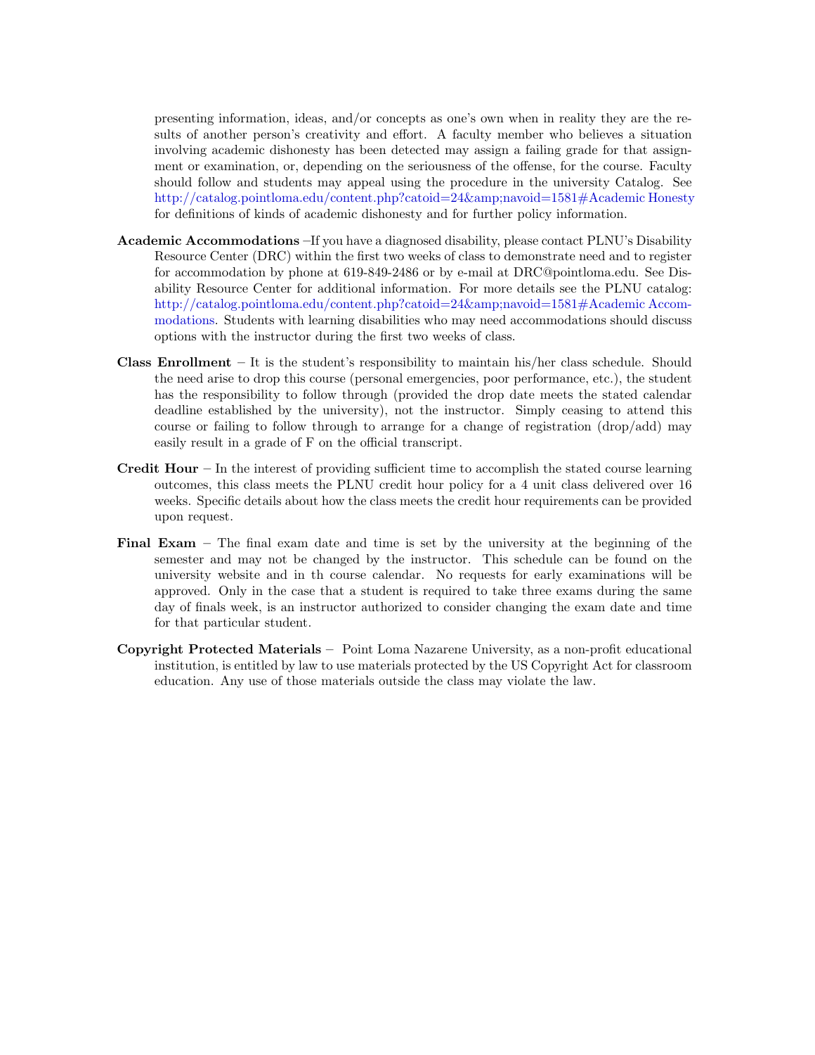presenting information, ideas, and/or concepts as one's own when in reality they are the results of another person's creativity and effort. A faculty member who believes a situation involving academic dishonesty has been detected may assign a failing grade for that assignment or examination, or, depending on the seriousness of the offense, for the course. Faculty should follow and students may appeal using the procedure in the university Catalog. See http://catalog.pointloma.edu/content.php?catoid=24&amp;navoid=1581#Academic Honesty for definitions of kinds of academic dishonesty and for further policy information.

**Academic Accommodations** –If you have a diagnosed disability, please contact PLNU's Disability Resource Center (DRC) within the first two weeks of class to demonstrate need and to register for accommodation by phone at 619-849-2486 or by e-mail at DRC@pointloma.edu. See Disability Resource Center for additional information. For more details see the PLNU catalog: http://catalog.pointloma.edu/content.php?catoid=24&amp;navoid=1581#Academic Accommodations. Students with learning disabilities who may need accommodations should discuss options with the instructor during the first two weeks of class.

**Class Enrollment** – It is the student's responsibility to maintain his/her class schedule. Should the need arise to drop this course (personal emergencies, poor performance, etc.), the student has the responsibility to follow through (provided the drop date meets the stated calendar deadline established by the university), not the instructor. Simply ceasing to attend this course or failing to follow through to arrange for a change of registration (drop/add) may easily result in a grade of F on the official transcript.

**Credit Hour** – In the interest of providing sufficient time to accomplish the stated course learning outcomes, this class meets the PLNU credit hour policy for a 4 unit class delivered over 16 weeks. Specific details about how the class meets the credit hour requirements can be provided upon request.

**Final Exam** – The final exam date and time is set by the university at the beginning of the semester and may not be changed by the instructor. This schedule can be found on the university website and in th course calendar. No requests for early examinations will be approved. Only in the case that a student is required to take three exams during the same day of finals week, is an instructor authorized to consider changing the exam date and time for that particular student.

**Copyright Protected Materials** – Point Loma Nazarene University, as a non-profit educational institution, is entitled by law to use materials protected by the US Copyright Act for classroom education. Any use of those materials outside the class may violate the law.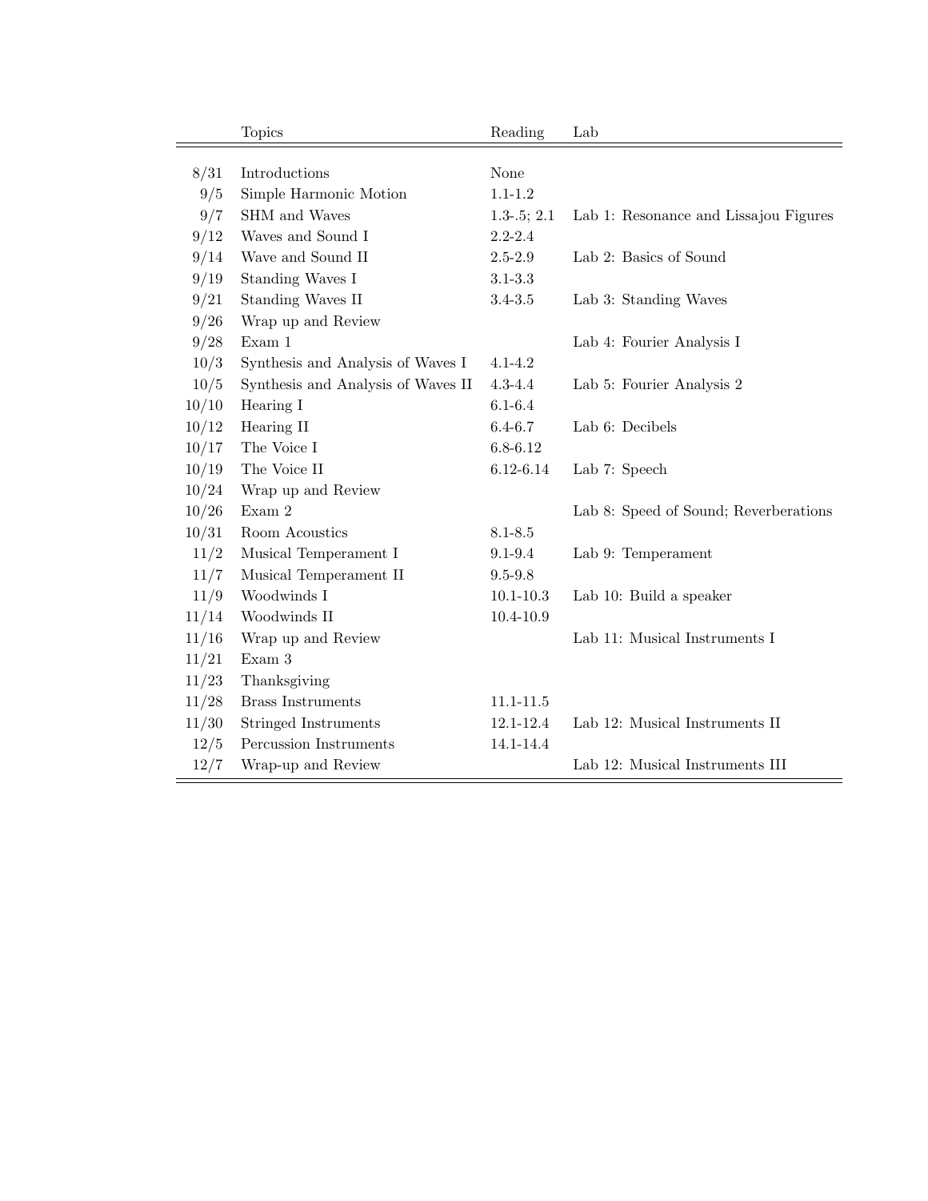| | Topics | Reading | Lab |
|---|---|---|---|
| 8/31 | Introductions | None | |
| 9/5 | Simple Harmonic Motion | 1.1-1.2 | |
| 9/7 | SHM and Waves | 1.3-.5; 2.1 | Lab 1: Resonance and Lissajou Figures |
| 9/12 | Waves and Sound I | 2.2-2.4 | |
| 9/14 | Wave and Sound II | 2.5-2.9 | Lab 2: Basics of Sound |
| 9/19 | Standing Waves I | 3.1-3.3 | |
| 9/21 | Standing Waves II | 3.4-3.5 | Lab 3: Standing Waves |
| 9/26 | Wrap up and Review | | |
| 9/28 | Exam 1 | | Lab 4: Fourier Analysis I |
| 10/3 | Synthesis and Analysis of Waves I | 4.1-4.2 | |
| 10/5 | Synthesis and Analysis of Waves II | 4.3-4.4 | Lab 5: Fourier Analysis 2 |
| 10/10 | Hearing I | 6.1-6.4 | |
| 10/12 | Hearing II | 6.4-6.7 | Lab 6: Decibels |
| 10/17 | The Voice I | 6.8-6.12 | |
| 10/19 | The Voice II | 6.12-6.14 | Lab 7: Speech |
| 10/24 | Wrap up and Review | | |
| 10/26 | Exam 2 | | Lab 8: Speed of Sound; Reverberations |
| 10/31 | Room Acoustics | 8.1-8.5 | |
| 11/2 | Musical Temperament I | 9.1-9.4 | Lab 9: Temperament |
| 11/7 | Musical Temperament II | 9.5-9.8 | |
| 11/9 | Woodwinds I | 10.1-10.3 | Lab 10: Build a speaker |
| 11/14 | Woodwinds II | 10.4-10.9 | |
| 11/16 | Wrap up and Review | | Lab 11: Musical Instruments I |
| 11/21 | Exam 3 | | |
| 11/23 | Thanksgiving | | |
| 11/28 | Brass Instruments | 11.1-11.5 | |
| 11/30 | Stringed Instruments | 12.1-12.4 | Lab 12: Musical Instruments II |
| 12/5 | Percussion Instruments | 14.1-14.4 | |
| 12/7 | Wrap-up and Review | | Lab 12: Musical Instruments III |